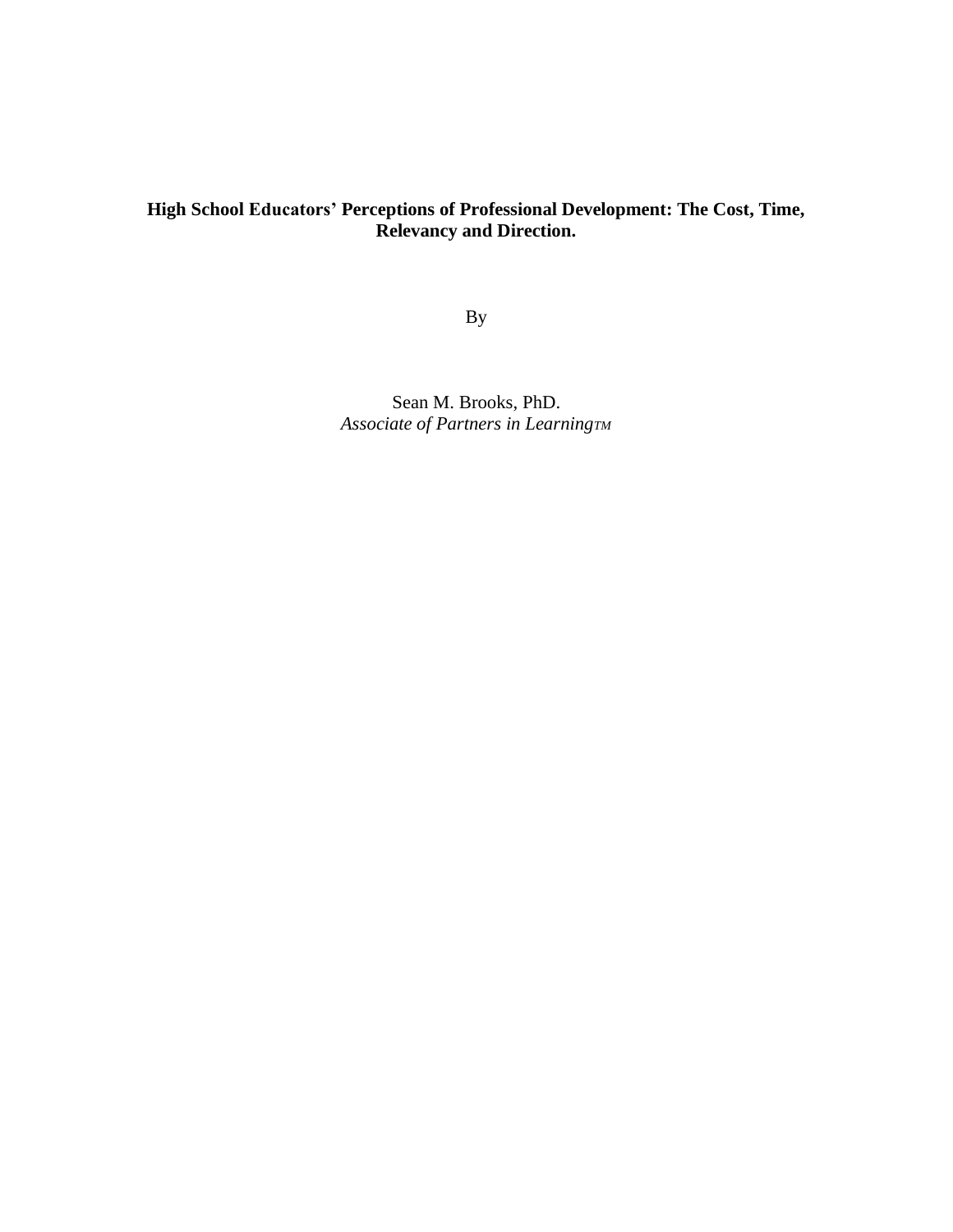# High School Educators' Perceptions of Professional Development: The Cost, Time, Relevancy and Direction.

By

Sean M. Brooks, PhD.

*Associate of Partners in Learning*TM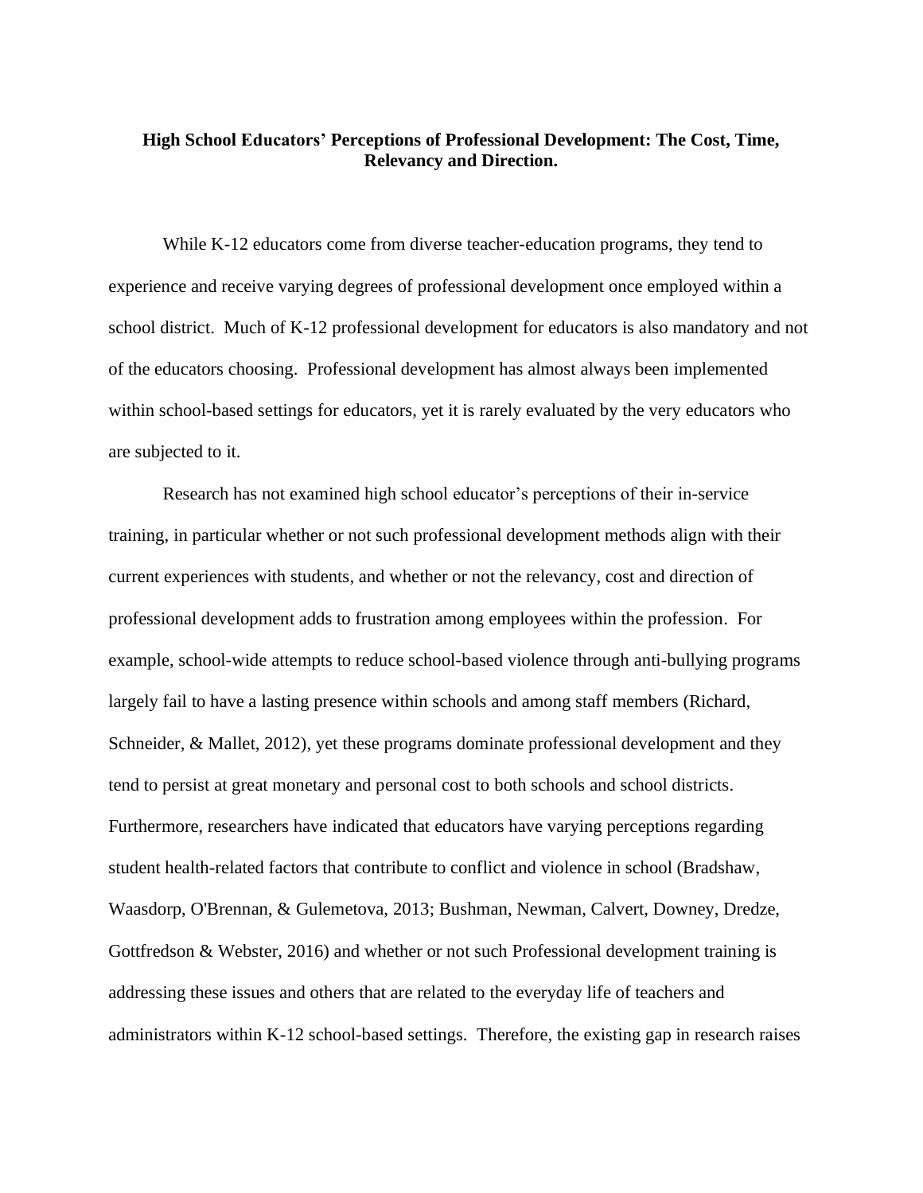**High School Educators' Perceptions of Professional Development: The Cost, Time, Relevancy and Direction.**

While K-12 educators come from diverse teacher-education programs, they tend to experience and receive varying degrees of professional development once employed within a school district. Much of K-12 professional development for educators is also mandatory and not of the educators choosing. Professional development has almost always been implemented within school-based settings for educators, yet it is rarely evaluated by the very educators who are subjected to it.

Research has not examined high school educator's perceptions of their in-service training, in particular whether or not such professional development methods align with their current experiences with students, and whether or not the relevancy, cost and direction of professional development adds to frustration among employees within the profession. For example, school-wide attempts to reduce school-based violence through anti-bullying programs largely fail to have a lasting presence within schools and among staff members (Richard, Schneider, & Mallet, 2012), yet these programs dominate professional development and they tend to persist at great monetary and personal cost to both schools and school districts. Furthermore, researchers have indicated that educators have varying perceptions regarding student health-related factors that contribute to conflict and violence in school (Bradshaw, Waasdorp, O'Brennan, & Gulemetova, 2013; Bushman, Newman, Calvert, Downey, Dredze, Gottfredson & Webster, 2016) and whether or not such Professional development training is addressing these issues and others that are related to the everyday life of teachers and administrators within K-12 school-based settings. Therefore, the existing gap in research raises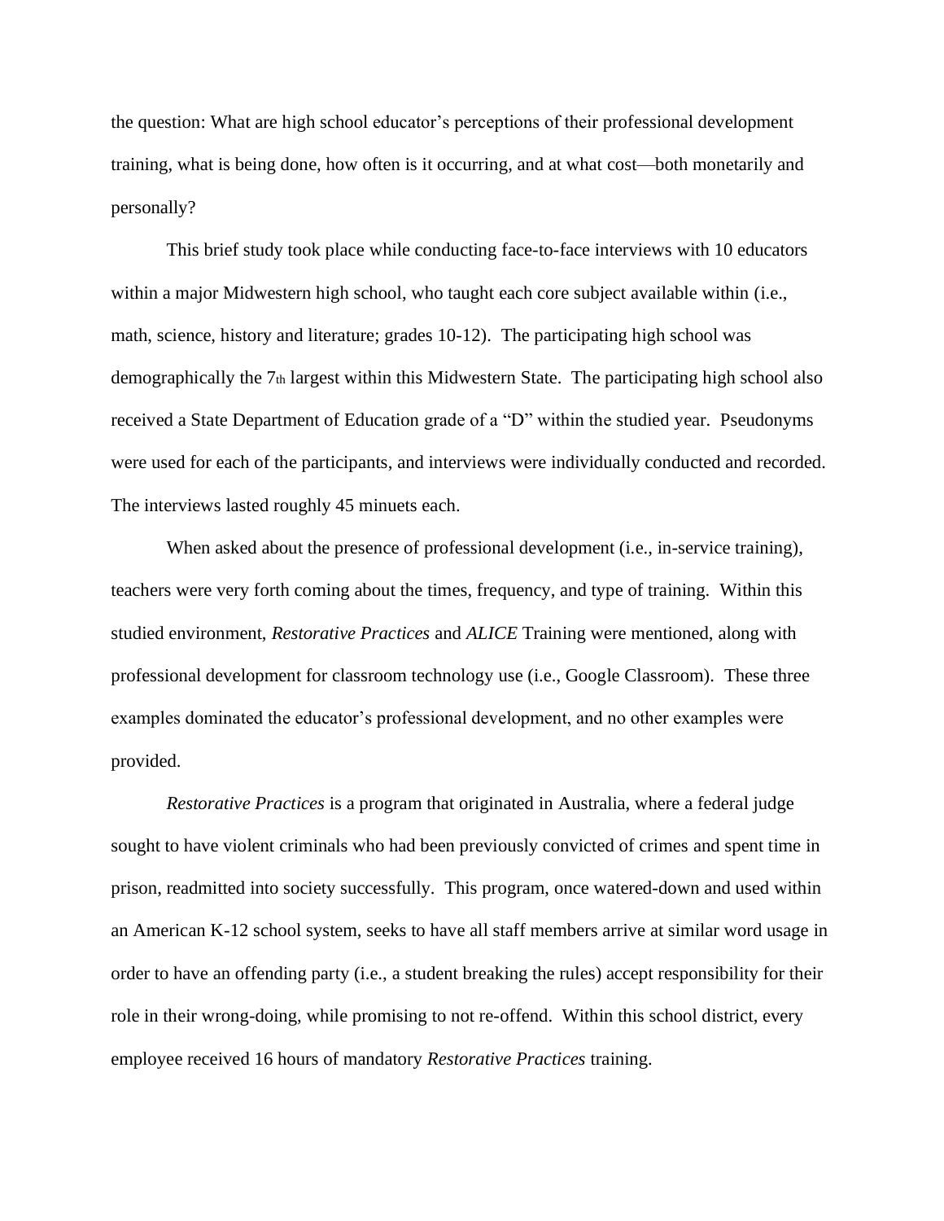the question: What are high school educator's perceptions of their professional development training, what is being done, how often is it occurring, and at what cost—both monetarily and personally?

This brief study took place while conducting face-to-face interviews with 10 educators within a major Midwestern high school, who taught each core subject available within (i.e., math, science, history and literature; grades 10-12). The participating high school was demographically the 7th largest within this Midwestern State. The participating high school also received a State Department of Education grade of a "D" within the studied year. Pseudonyms were used for each of the participants, and interviews were individually conducted and recorded. The interviews lasted roughly 45 minuets each.

When asked about the presence of professional development (i.e., in-service training), teachers were very forth coming about the times, frequency, and type of training. Within this studied environment, *Restorative Practices* and *ALICE* Training were mentioned, along with professional development for classroom technology use (i.e., Google Classroom). These three examples dominated the educator's professional development, and no other examples were provided.

*Restorative Practices* is a program that originated in Australia, where a federal judge sought to have violent criminals who had been previously convicted of crimes and spent time in prison, readmitted into society successfully. This program, once watered-down and used within an American K-12 school system, seeks to have all staff members arrive at similar word usage in order to have an offending party (i.e., a student breaking the rules) accept responsibility for their role in their wrong-doing, while promising to not re-offend. Within this school district, every employee received 16 hours of mandatory *Restorative Practices* training.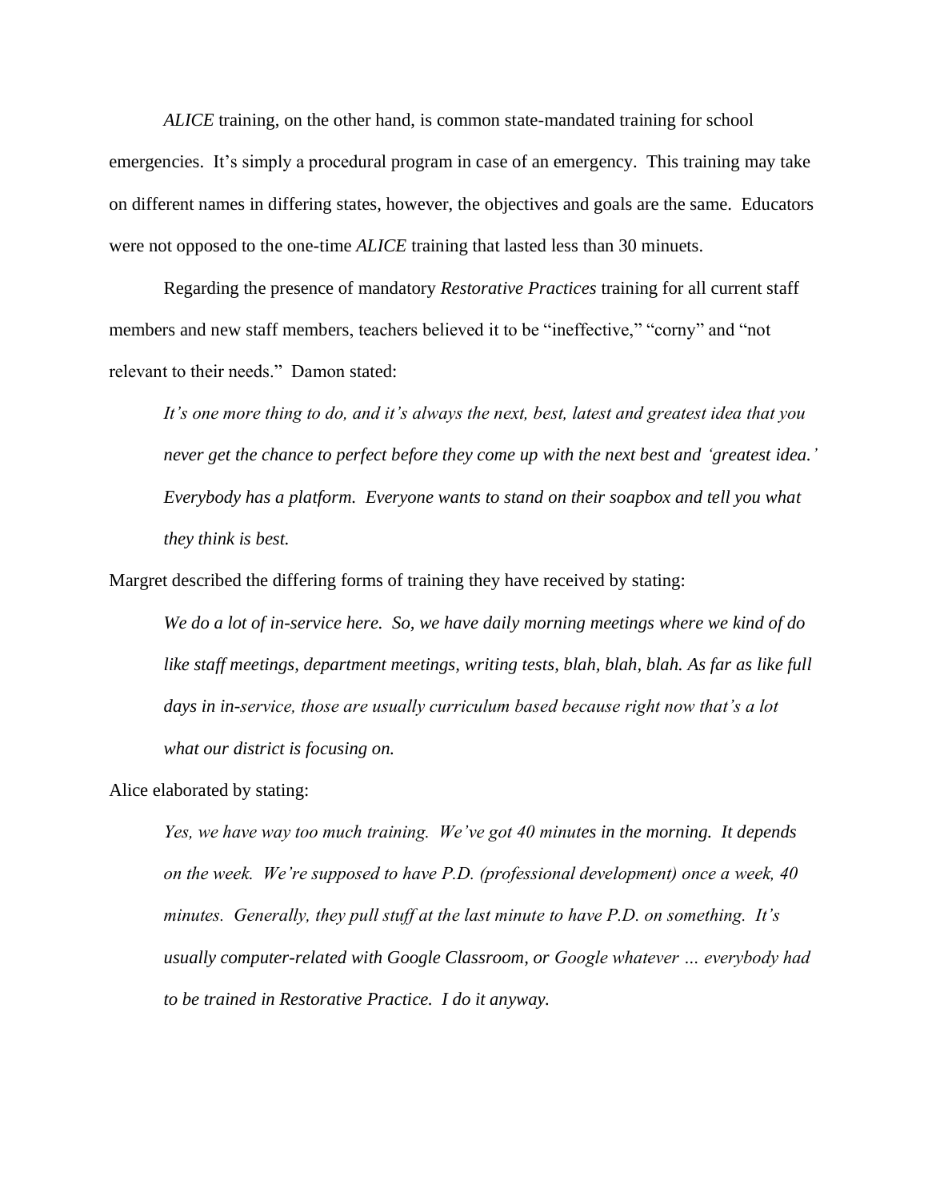*ALICE* training, on the other hand, is common state-mandated training for school emergencies. It's simply a procedural program in case of an emergency. This training may take on different names in differing states, however, the objectives and goals are the same. Educators were not opposed to the one-time *ALICE* training that lasted less than 30 minuets.

Regarding the presence of mandatory *Restorative Practices* training for all current staff members and new staff members, teachers believed it to be "ineffective," "corny" and "not relevant to their needs." Damon stated:

> *It's one more thing to do, and it's always the next, best, latest and greatest idea that you never get the chance to perfect before they come up with the next best and 'greatest idea.' Everybody has a platform. Everyone wants to stand on their soapbox and tell you what they think is best.*

Margret described the differing forms of training they have received by stating:

> *We do a lot of in-service here. So, we have daily morning meetings where we kind of do like staff meetings, department meetings, writing tests, blah, blah, blah. As far as like full days in in-service, those are usually curriculum based because right now that's a lot what our district is focusing on.*

Alice elaborated by stating:

> *Yes, we have way too much training. We've got 40 minutes in the morning. It depends on the week. We're supposed to have P.D. (professional development) once a week, 40 minutes. Generally, they pull stuff at the last minute to have P.D. on something. It's usually computer-related with Google Classroom, or Google whatever … everybody had to be trained in Restorative Practice. I do it anyway.*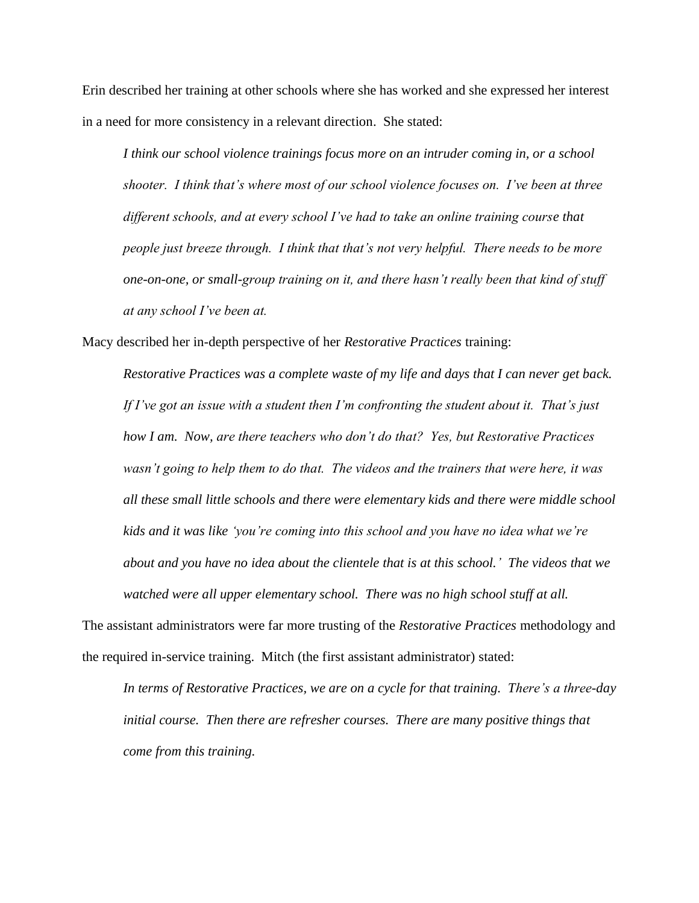Erin described her training at other schools where she has worked and she expressed her interest in a need for more consistency in a relevant direction. She stated:

> *I think our school violence trainings focus more on an intruder coming in, or a school shooter. I think that's where most of our school violence focuses on. I've been at three different schools, and at every school I've had to take an online training course that people just breeze through. I think that that's not very helpful. There needs to be more one-on-one, or small-group training on it, and there hasn't really been that kind of stuff at any school I've been at.*

Macy described her in-depth perspective of her *Restorative Practices* training:

> *Restorative Practices was a complete waste of my life and days that I can never get back. If I've got an issue with a student then I'm confronting the student about it. That's just how I am. Now, are there teachers who don't do that? Yes, but Restorative Practices wasn't going to help them to do that. The videos and the trainers that were here, it was all these small little schools and there were elementary kids and there were middle school kids and it was like 'you're coming into this school and you have no idea what we're about and you have no idea about the clientele that is at this school.' The videos that we watched were all upper elementary school. There was no high school stuff at all.*

The assistant administrators were far more trusting of the *Restorative Practices* methodology and the required in-service training. Mitch (the first assistant administrator) stated:

> *In terms of Restorative Practices, we are on a cycle for that training. There's a three-day initial course. Then there are refresher courses. There are many positive things that come from this training.*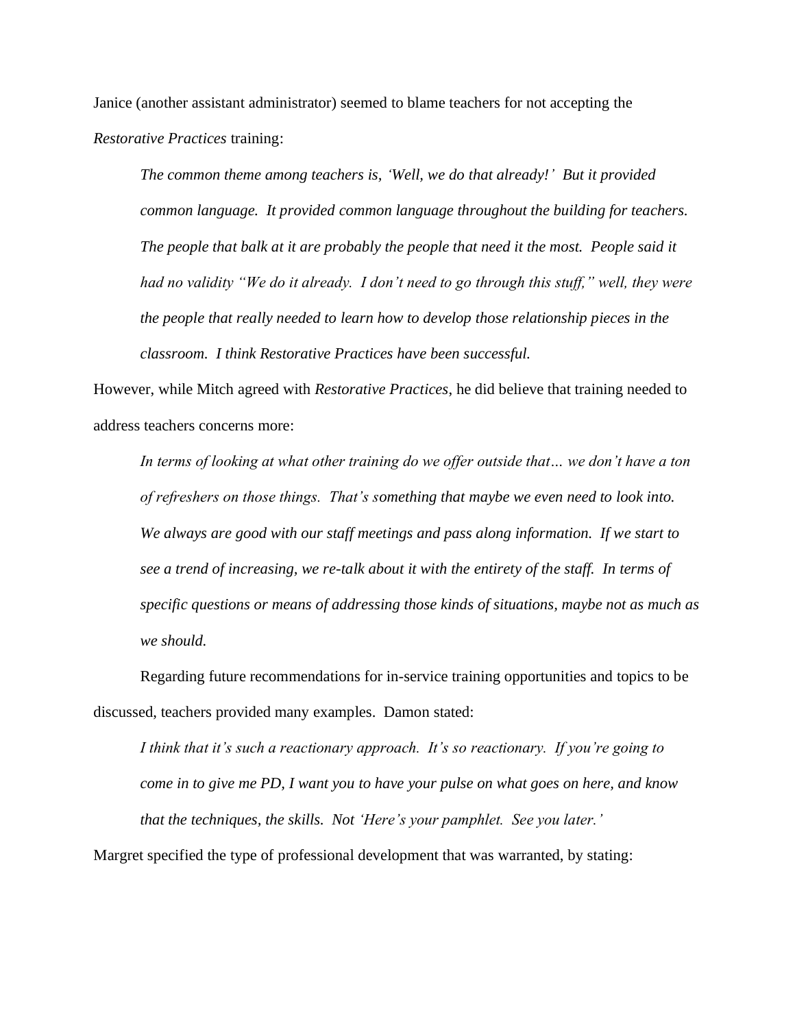Janice (another assistant administrator) seemed to blame teachers for not accepting the *Restorative Practices* training:

> *The common theme among teachers is, 'Well, we do that already!' But it provided common language. It provided common language throughout the building for teachers. The people that balk at it are probably the people that need it the most. People said it had no validity "We do it already. I don't need to go through this stuff," well, they were the people that really needed to learn how to develop those relationship pieces in the classroom. I think Restorative Practices have been successful.*

However, while Mitch agreed with *Restorative Practices*, he did believe that training needed to address teachers concerns more:

> *In terms of looking at what other training do we offer outside that… we don't have a ton of refreshers on those things. That's something that maybe we even need to look into. We always are good with our staff meetings and pass along information. If we start to see a trend of increasing, we re-talk about it with the entirety of the staff. In terms of specific questions or means of addressing those kinds of situations, maybe not as much as we should.*

Regarding future recommendations for in-service training opportunities and topics to be discussed, teachers provided many examples. Damon stated:

> *I think that it's such a reactionary approach. It's so reactionary. If you're going to come in to give me PD, I want you to have your pulse on what goes on here, and know that the techniques, the skills. Not 'Here's your pamphlet. See you later.'*

Margret specified the type of professional development that was warranted, by stating: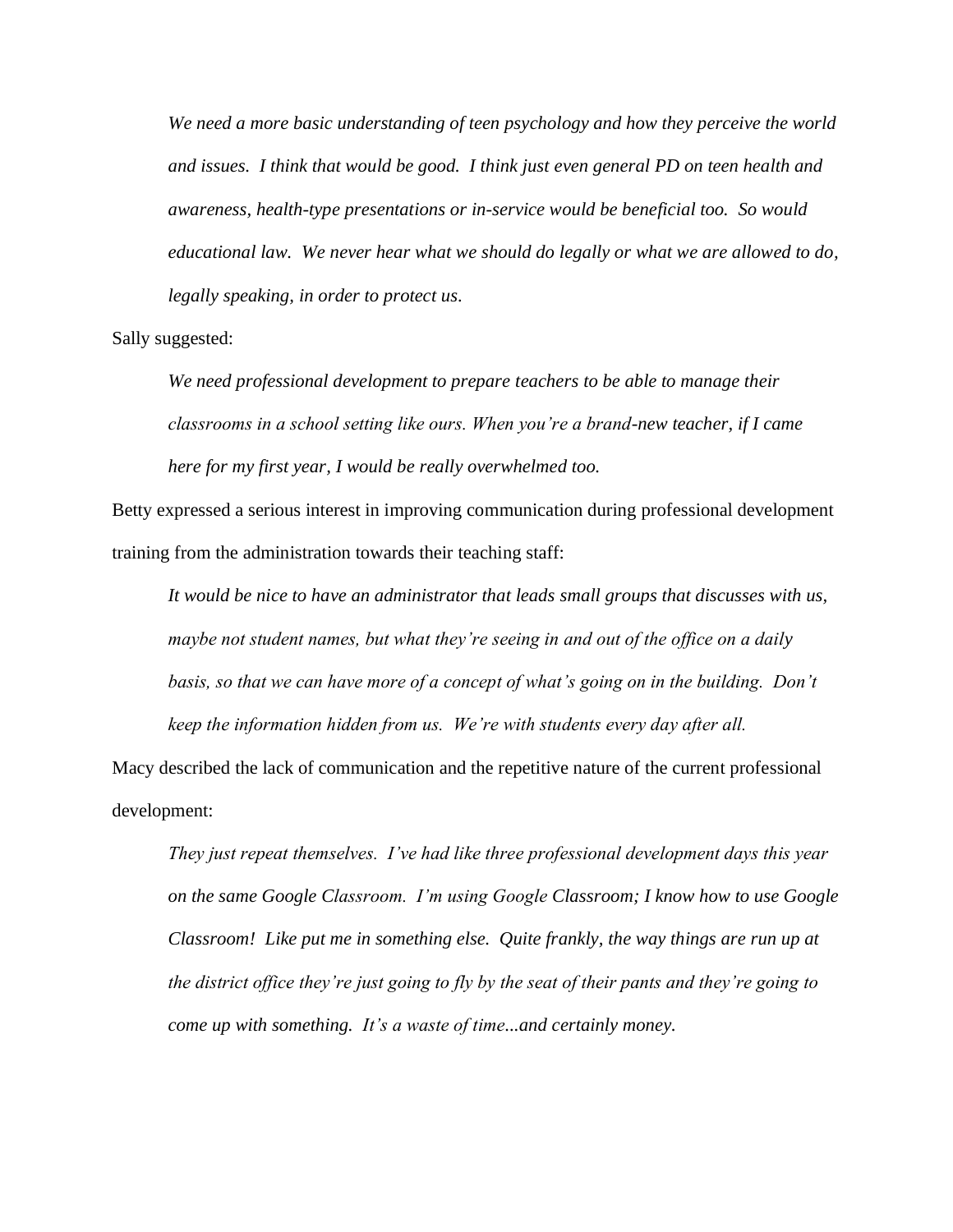*We need a more basic understanding of teen psychology and how they perceive the world and issues. I think that would be good. I think just even general PD on teen health and awareness, health-type presentations or in-service would be beneficial too. So would educational law. We never hear what we should do legally or what we are allowed to do, legally speaking, in order to protect us.*

Sally suggested:

*We need professional development to prepare teachers to be able to manage their classrooms in a school setting like ours. When you're a brand-new teacher, if I came here for my first year, I would be really overwhelmed too.*

Betty expressed a serious interest in improving communication during professional development training from the administration towards their teaching staff:

*It would be nice to have an administrator that leads small groups that discusses with us, maybe not student names, but what they're seeing in and out of the office on a daily basis, so that we can have more of a concept of what's going on in the building. Don't keep the information hidden from us. We're with students every day after all.*

Macy described the lack of communication and the repetitive nature of the current professional development:

*They just repeat themselves. I've had like three professional development days this year on the same Google Classroom. I'm using Google Classroom; I know how to use Google Classroom! Like put me in something else. Quite frankly, the way things are run up at the district office they're just going to fly by the seat of their pants and they're going to come up with something. It's a waste of time...and certainly money.*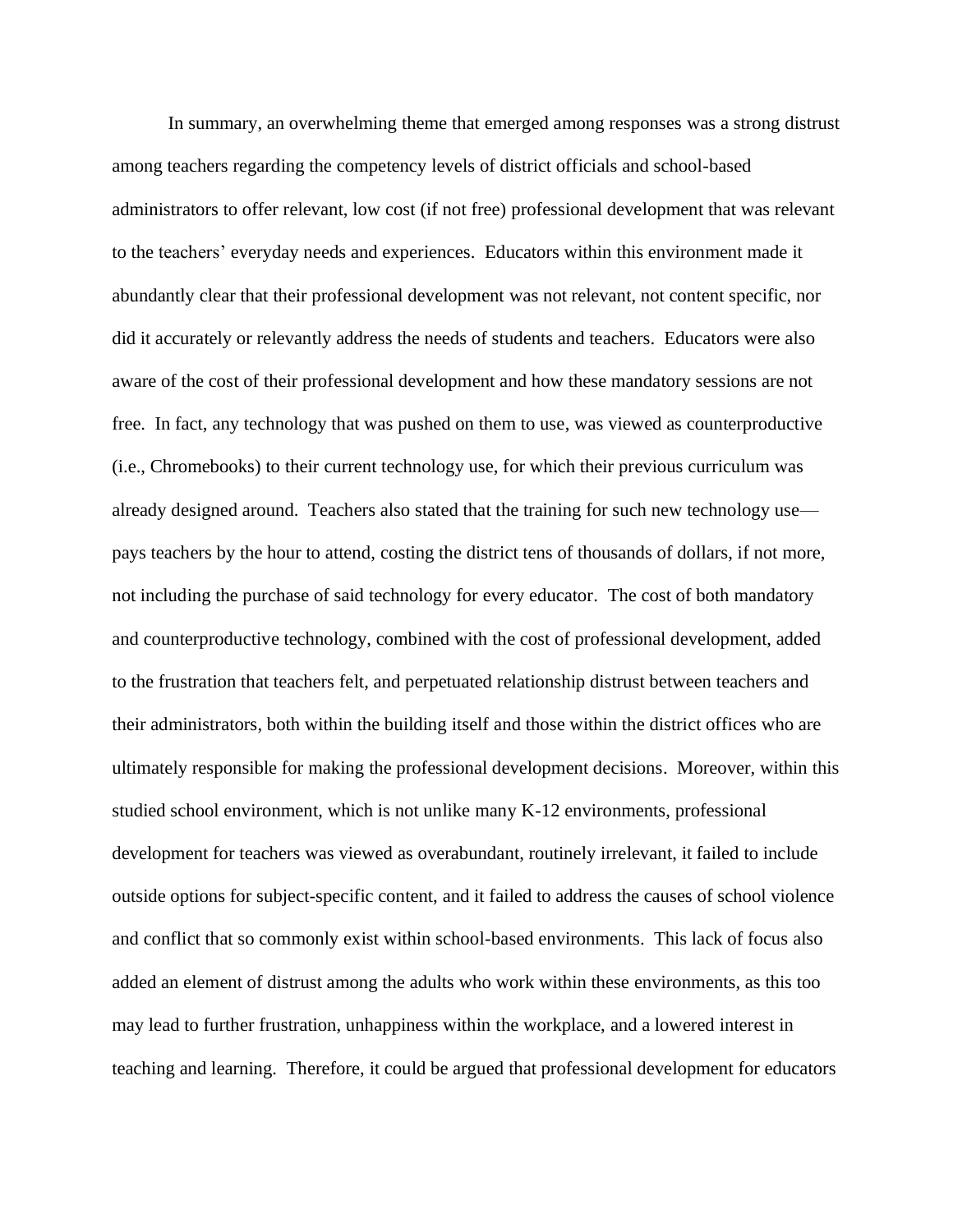In summary, an overwhelming theme that emerged among responses was a strong distrust among teachers regarding the competency levels of district officials and school-based administrators to offer relevant, low cost (if not free) professional development that was relevant to the teachers' everyday needs and experiences. Educators within this environment made it abundantly clear that their professional development was not relevant, not content specific, nor did it accurately or relevantly address the needs of students and teachers. Educators were also aware of the cost of their professional development and how these mandatory sessions are not free. In fact, any technology that was pushed on them to use, was viewed as counterproductive (i.e., Chromebooks) to their current technology use, for which their previous curriculum was already designed around. Teachers also stated that the training for such new technology use—pays teachers by the hour to attend, costing the district tens of thousands of dollars, if not more, not including the purchase of said technology for every educator. The cost of both mandatory and counterproductive technology, combined with the cost of professional development, added to the frustration that teachers felt, and perpetuated relationship distrust between teachers and their administrators, both within the building itself and those within the district offices who are ultimately responsible for making the professional development decisions. Moreover, within this studied school environment, which is not unlike many K-12 environments, professional development for teachers was viewed as overabundant, routinely irrelevant, it failed to include outside options for subject-specific content, and it failed to address the causes of school violence and conflict that so commonly exist within school-based environments. This lack of focus also added an element of distrust among the adults who work within these environments, as this too may lead to further frustration, unhappiness within the workplace, and a lowered interest in teaching and learning. Therefore, it could be argued that professional development for educators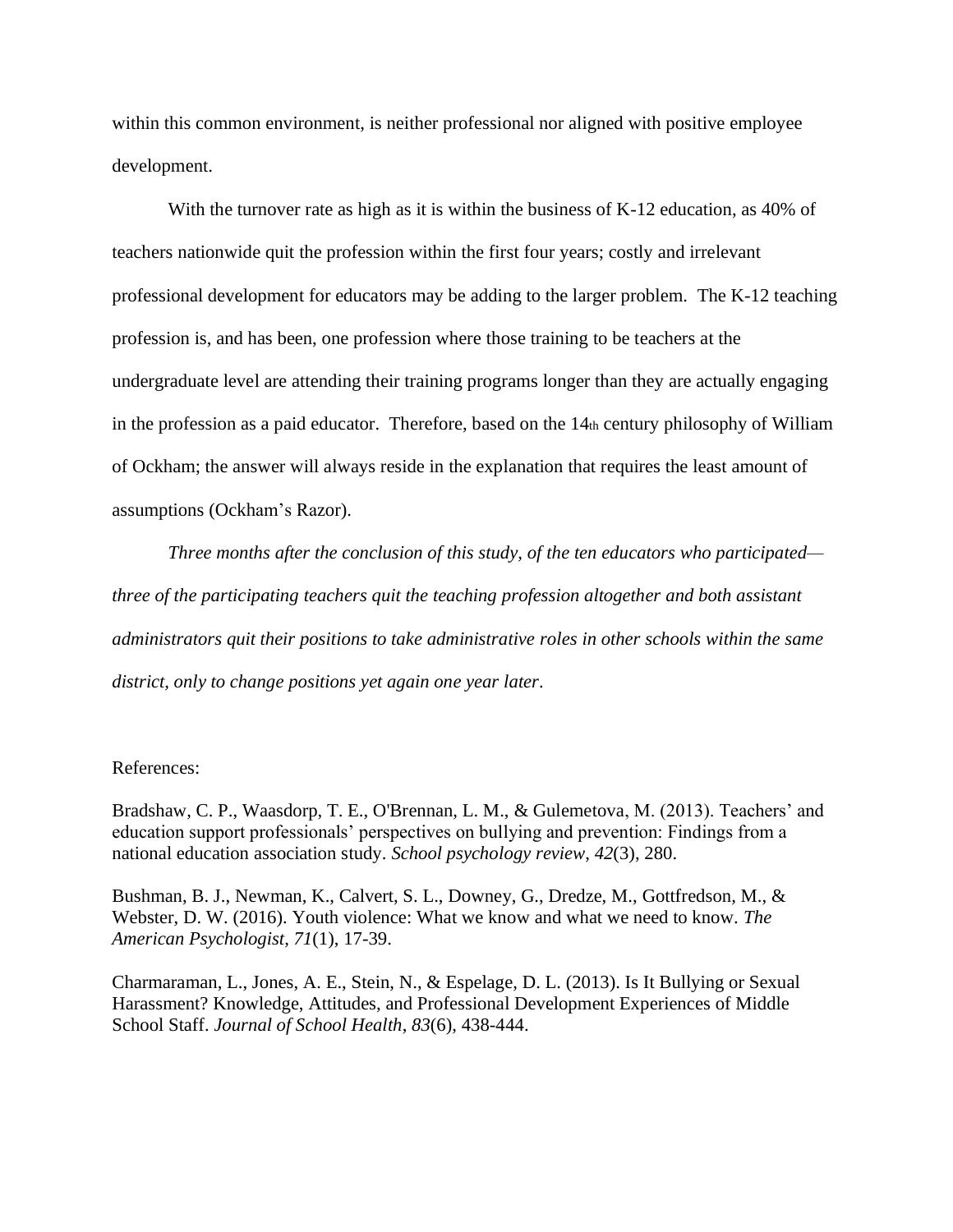within this common environment, is neither professional nor aligned with positive employee development.

With the turnover rate as high as it is within the business of K-12 education, as 40% of teachers nationwide quit the profession within the first four years; costly and irrelevant professional development for educators may be adding to the larger problem. The K-12 teaching profession is, and has been, one profession where those training to be teachers at the undergraduate level are attending their training programs longer than they are actually engaging in the profession as a paid educator. Therefore, based on the 14th century philosophy of William of Ockham; the answer will always reside in the explanation that requires the least amount of assumptions (Ockham's Razor).

*Three months after the conclusion of this study, of the ten educators who participated—three of the participating teachers quit the teaching profession altogether and both assistant administrators quit their positions to take administrative roles in other schools within the same district, only to change positions yet again one year later.*

References:

Bradshaw, C. P., Waasdorp, T. E., O'Brennan, L. M., & Gulemetova, M. (2013). Teachers' and education support professionals' perspectives on bullying and prevention: Findings from a national education association study. *School psychology review*, *42*(3), 280.

Bushman, B. J., Newman, K., Calvert, S. L., Downey, G., Dredze, M., Gottfredson, M., & Webster, D. W. (2016). Youth violence: What we know and what we need to know. *The American Psychologist*, *71*(1), 17-39.

Charmaraman, L., Jones, A. E., Stein, N., & Espelage, D. L. (2013). Is It Bullying or Sexual Harassment? Knowledge, Attitudes, and Professional Development Experiences of Middle School Staff. *Journal of School Health*, *83*(6), 438-444.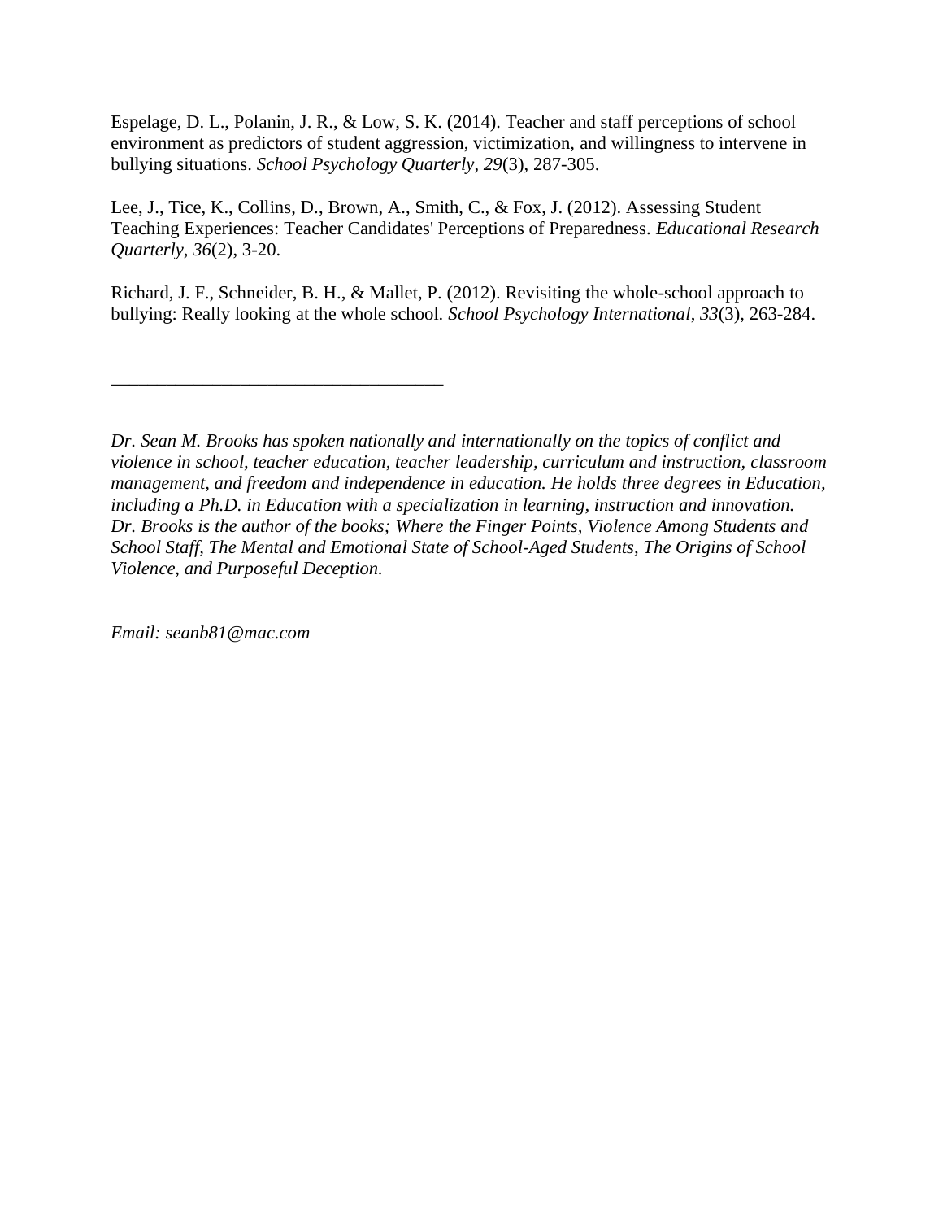Espelage, D. L., Polanin, J. R., & Low, S. K. (2014). Teacher and staff perceptions of school environment as predictors of student aggression, victimization, and willingness to intervene in bullying situations. *School Psychology Quarterly*, *29*(3), 287-305.

Lee, J., Tice, K., Collins, D., Brown, A., Smith, C., & Fox, J. (2012). Assessing Student Teaching Experiences: Teacher Candidates' Perceptions of Preparedness. *Educational Research Quarterly*, *36*(2), 3-20.

Richard, J. F., Schneider, B. H., & Mallet, P. (2012). Revisiting the whole-school approach to bullying: Really looking at the whole school. *School Psychology International*, *33*(3), 263-284.

---

*Dr. Sean M. Brooks has spoken nationally and internationally on the topics of conflict and violence in school, teacher education, teacher leadership, curriculum and instruction, classroom management, and freedom and independence in education. He holds three degrees in Education, including a Ph.D. in Education with a specialization in learning, instruction and innovation. Dr. Brooks is the author of the books; Where the Finger Points, Violence Among Students and School Staff, The Mental and Emotional State of School-Aged Students, The Origins of School Violence, and Purposeful Deception.*

*Email: seanb81@mac.com*